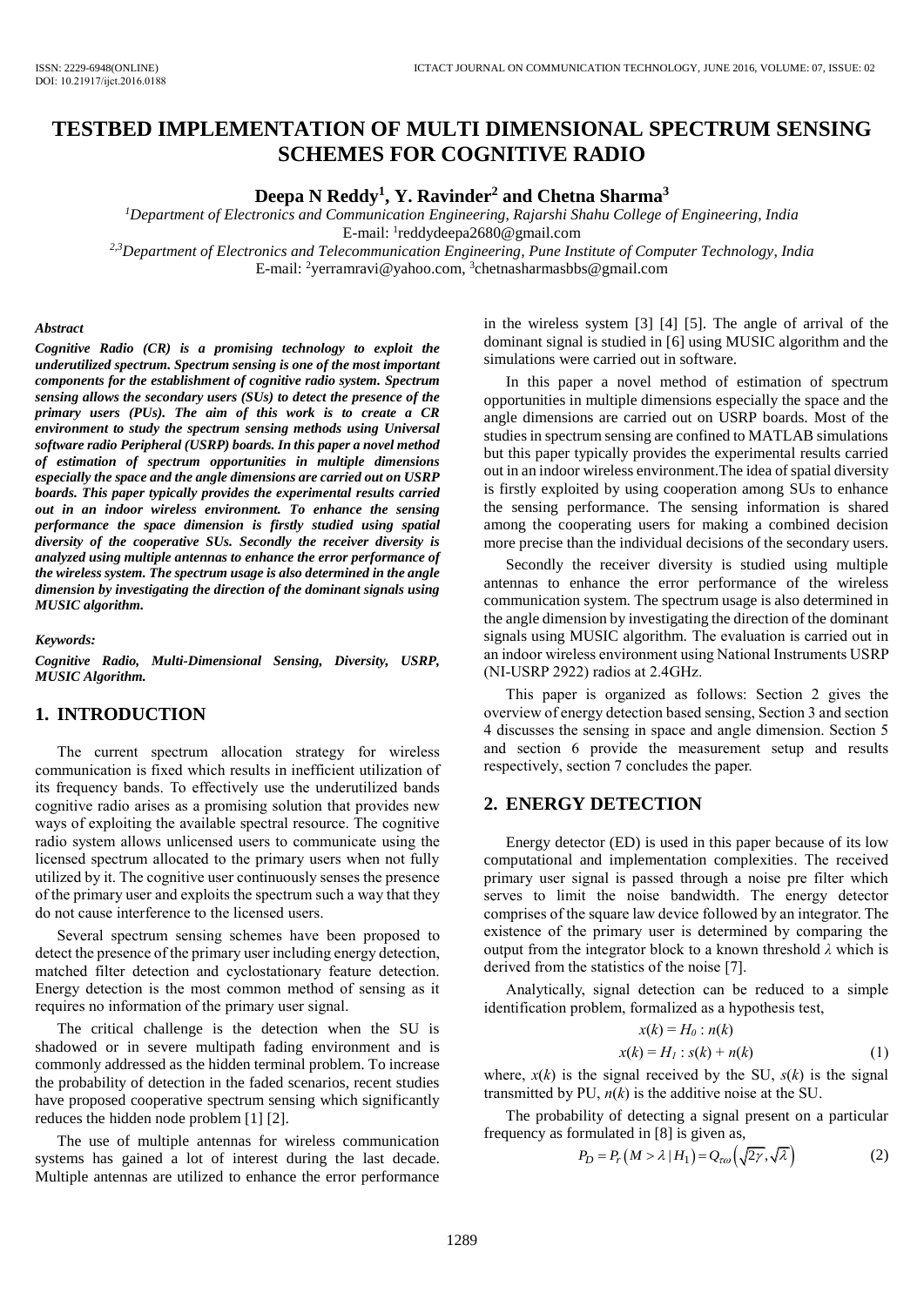# TESTBED IMPLEMENTATION OF MULTI DIMENSIONAL SPECTRUM SENSING SCHEMES FOR COGNITIVE RADIO

**Deepa N Reddy[1], Y. Ravinder[2] and Chetna Sharma[3]**

[1]*Department of Electronics and Communication Engineering, Rajarshi Shahu College of Engineering, India*
E-mail: [1]reddydeepa2680@gmail.com
[2,3]*Department of Electronics and Telecommunication Engineering, Pune Institute of Computer Technology, India*
E-mail: [2]yerramravi@yahoo.com, [3]chetnasharmasbbs@gmail.com

***Abstract***

***Cognitive Radio (CR) is a promising technology to exploit the underutilized spectrum. Spectrum sensing is one of the most important components for the establishment of cognitive radio system. Spectrum sensing allows the secondary users (SUs) to detect the presence of the primary users (PUs). The aim of this work is to create a CR environment to study the spectrum sensing methods using Universal software radio Peripheral (USRP) boards. In this paper a novel method of estimation of spectrum opportunities in multiple dimensions especially the space and the angle dimensions are carried out on USRP boards. This paper typically provides the experimental results carried out in an indoor wireless environment. To enhance the sensing performance the space dimension is firstly studied using spatial diversity of the cooperative SUs. Secondly the receiver diversity is analyzed using multiple antennas to enhance the error performance of the wireless system. The spectrum usage is also determined in the angle dimension by investigating the direction of the dominant signals using MUSIC algorithm.***

***Keywords:***

***Cognitive Radio, Multi-Dimensional Sensing, Diversity, USRP, MUSIC Algorithm.***

## 1. INTRODUCTION

The current spectrum allocation strategy for wireless communication is fixed which results in inefficient utilization of its frequency bands. To effectively use the underutilized bands cognitive radio arises as a promising solution that provides new ways of exploiting the available spectral resource. The cognitive radio system allows unlicensed users to communicate using the licensed spectrum allocated to the primary users when not fully utilized by it. The cognitive user continuously senses the presence of the primary user and exploits the spectrum such a way that they do not cause interference to the licensed users.

Several spectrum sensing schemes have been proposed to detect the presence of the primary user including energy detection, matched filter detection and cyclostationary feature detection. Energy detection is the most common method of sensing as it requires no information of the primary user signal.

The critical challenge is the detection when the SU is shadowed or in severe multipath fading environment and is commonly addressed as the hidden terminal problem. To increase the probability of detection in the faded scenarios, recent studies have proposed cooperative spectrum sensing which significantly reduces the hidden node problem [1] [2].

The use of multiple antennas for wireless communication systems has gained a lot of interest during the last decade. Multiple antennas are utilized to enhance the error performance in the wireless system [3] [4] [5]. The angle of arrival of the dominant signal is studied in [6] using MUSIC algorithm and the simulations were carried out in software.

In this paper a novel method of estimation of spectrum opportunities in multiple dimensions especially the space and the angle dimensions are carried out on USRP boards. Most of the studies in spectrum sensing are confined to MATLAB simulations but this paper typically provides the experimental results carried out in an indoor wireless environment.The idea of spatial diversity is firstly exploited by using cooperation among SUs to enhance the sensing performance. The sensing information is shared among the cooperating users for making a combined decision more precise than the individual decisions of the secondary users.

Secondly the receiver diversity is studied using multiple antennas to enhance the error performance of the wireless communication system. The spectrum usage is also determined in the angle dimension by investigating the direction of the dominant signals using MUSIC algorithm. The evaluation is carried out in an indoor wireless environment using National Instruments USRP (NI-USRP 2922) radios at 2.4GHz.

This paper is organized as follows: Section 2 gives the overview of energy detection based sensing, Section 3 and section 4 discusses the sensing in space and angle dimension. Section 5 and section 6 provide the measurement setup and results respectively, section 7 concludes the paper.

## 2. ENERGY DETECTION

Energy detector (ED) is used in this paper because of its low computational and implementation complexities. The received primary user signal is passed through a noise pre filter which serves to limit the noise bandwidth. The energy detector comprises of the square law device followed by an integrator. The existence of the primary user is determined by comparing the output from the integrator block to a known threshold $\lambda$ which is derived from the statistics of the noise [7].

Analytically, signal detection can be reduced to a simple identification problem, formalized as a hypothesis test,

$$x(k) = H_0 : n(k)$$
$$x(k) = H_1 : s(k) + n(k) \tag{1}$$

where, $x(k)$ is the signal received by the SU, $s(k)$ is the signal transmitted by PU, $n(k)$ is the additive noise at the SU.

The probability of detecting a signal present on a particular frequency as formulated in [8] is given as,

$$P_D = P_r\left(M > \lambda \mid H_1\right) = Q_{\tau\omega}\left(\sqrt{2\gamma}, \sqrt{\lambda}\right) \tag{2}$$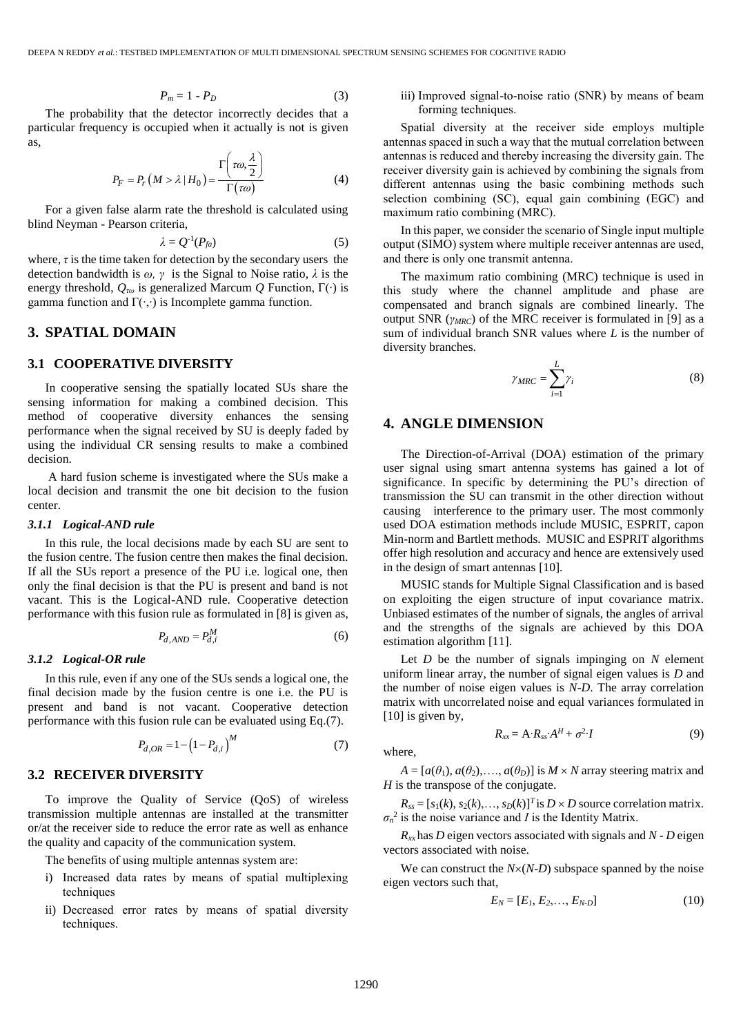$$P_m = 1 - P_D \tag{3}$$

The probability that the detector incorrectly decides that a particular frequency is occupied when it actually is not is given as,

$$P_F = P_r\left(M > \lambda \mid H_0\right) = \frac{\Gamma\left(\tau\omega, \frac{\lambda}{2}\right)}{\Gamma\left(\tau\omega\right)} \tag{4}$$

For a given false alarm rate the threshold is calculated using blind Neyman - Pearson criteria,

$$\lambda = Q^{-1}(P_{fa}) \tag{5}$$

where, $\tau$ is the time taken for detection by the secondary users the detection bandwidth is $\omega$, $\gamma$ is the Signal to Noise ratio, $\lambda$ is the energy threshold, $Q_{\tau\omega}$ is generalized Marcum $Q$ Function, $\Gamma(\cdot)$ is gamma function and $\Gamma(\cdot,\cdot)$ is Incomplete gamma function.

## 3. SPATIAL DOMAIN

### 3.1 COOPERATIVE DIVERSITY

In cooperative sensing the spatially located SUs share the sensing information for making a combined decision. This method of cooperative diversity enhances the sensing performance when the signal received by SU is deeply faded by using the individual CR sensing results to make a combined decision.

A hard fusion scheme is investigated where the SUs make a local decision and transmit the one bit decision to the fusion center.

#### 3.1.1 Logical-AND rule

In this rule, the local decisions made by each SU are sent to the fusion centre. The fusion centre then makes the final decision. If all the SUs report a presence of the PU i.e. logical one, then only the final decision is that the PU is present and band is not vacant. This is the Logical-AND rule. Cooperative detection performance with this fusion rule as formulated in [8] is given as,

$$P_{d,AND} = P_{d,i}^{M} \tag{6}$$

#### 3.1.2 Logical-OR rule

In this rule, even if any one of the SUs sends a logical one, the final decision made by the fusion centre is one i.e. the PU is present and band is not vacant. Cooperative detection performance with this fusion rule can be evaluated using Eq.(7).

$$P_{d,OR} = 1 - \left(1 - P_{d,i}\right)^{M} \tag{7}$$

### 3.2 RECEIVER DIVERSITY

To improve the Quality of Service (QoS) of wireless transmission multiple antennas are installed at the transmitter or/at the receiver side to reduce the error rate as well as enhance the quality and capacity of the communication system.

The benefits of using multiple antennas system are:

i) Increased data rates by means of spatial multiplexing techniques
ii) Decreased error rates by means of spatial diversity techniques.
iii) Improved signal-to-noise ratio (SNR) by means of beam forming techniques.

Spatial diversity at the receiver side employs multiple antennas spaced in such a way that the mutual correlation between antennas is reduced and thereby increasing the diversity gain. The receiver diversity gain is achieved by combining the signals from different antennas using the basic combining methods such selection combining (SC), equal gain combining (EGC) and maximum ratio combining (MRC).

In this paper, we consider the scenario of Single input multiple output (SIMO) system where multiple receiver antennas are used, and there is only one transmit antenna.

The maximum ratio combining (MRC) technique is used in this study where the channel amplitude and phase are compensated and branch signals are combined linearly. The output SNR ($\gamma_{MRC}$) of the MRC receiver is formulated in [9] as a sum of individual branch SNR values where $L$ is the number of diversity branches.

$$\gamma_{MRC} = \sum_{i=1}^{L} \gamma_i \tag{8}$$

## 4. ANGLE DIMENSION

The Direction-of-Arrival (DOA) estimation of the primary user signal using smart antenna systems has gained a lot of significance. In specific by determining the PU's direction of transmission the SU can transmit in the other direction without causing interference to the primary user. The most commonly used DOA estimation methods include MUSIC, ESPRIT, capon Min-norm and Bartlett methods. MUSIC and ESPRIT algorithms offer high resolution and accuracy and hence are extensively used in the design of smart antennas [10].

MUSIC stands for Multiple Signal Classification and is based on exploiting the eigen structure of input covariance matrix. Unbiased estimates of the number of signals, the angles of arrival and the strengths of the signals are achieved by this DOA estimation algorithm [11].

Let $D$ be the number of signals impinging on $N$ element uniform linear array, the number of signal eigen values is $D$ and the number of noise eigen values is $N$-$D$. The array correlation matrix with uncorrelated noise and equal variances formulated in [10] is given by,

$$R_{xx} = A \cdot R_{ss} \cdot A^H + \sigma^2 \cdot I \tag{9}$$

where,

$A = [a(\theta_1), a(\theta_2), \ldots, a(\theta_D)]$ is $M \times N$ array steering matrix and $H$ is the transpose of the conjugate.

$R_{ss} = [s_1(k), s_2(k), \ldots, s_D(k)]^T$ is $D \times D$ source correlation matrix. $\sigma_n^2$ is the noise variance and $I$ is the Identity Matrix.

$R_{xx}$ has $D$ eigen vectors associated with signals and $N$ - $D$ eigen vectors associated with noise.

We can construct the $N \times (N$-$D)$ subspace spanned by the noise eigen vectors such that,

$$E_N = [E_1, E_2, \ldots, E_{N-D}] \tag{10}$$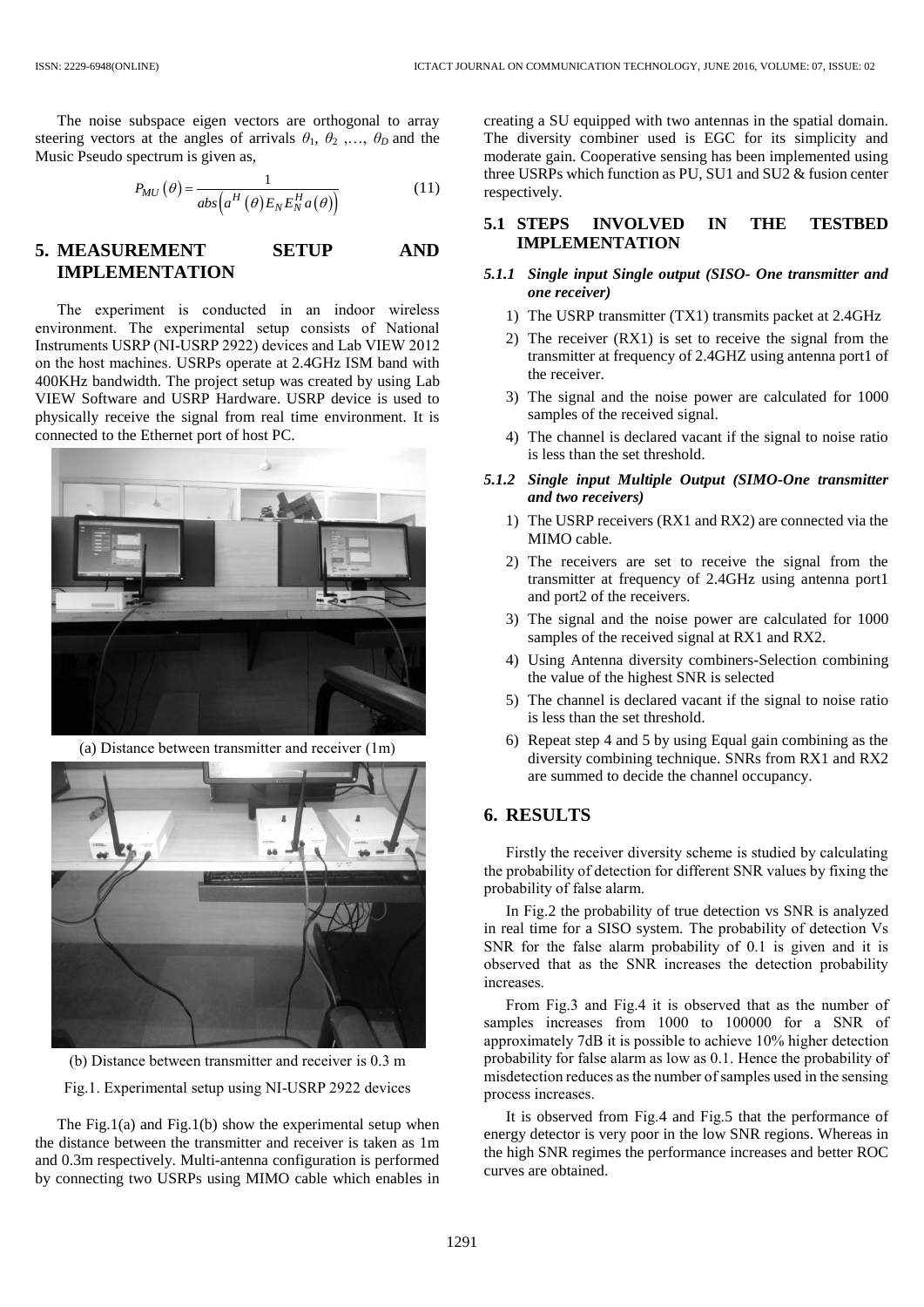The noise subspace eigen vectors are orthogonal to array steering vectors at the angles of arrivals $\theta_1$, $\theta_2$ ,…, $\theta_D$ and the Music Pseudo spectrum is given as,

$$P_{MU}\left(\theta\right)=\frac{1}{abs\left(a^{H}\left(\theta\right)E_{N}E_{N}^{H}a\left(\theta\right)\right)} \tag{11}$$

# 5. MEASUREMENT SETUP AND IMPLEMENTATION

The experiment is conducted in an indoor wireless environment. The experimental setup consists of National Instruments USRP (NI-USRP 2922) devices and Lab VIEW 2012 on the host machines. USRPs operate at 2.4GHz ISM band with 400KHz bandwidth. The project setup was created by using Lab VIEW Software and USRP Hardware. USRP device is used to physically receive the signal from real time environment. It is connected to the Ethernet port of host PC.

(a) Distance between transmitter and receiver (1m)

(b) Distance between transmitter and receiver is 0.3 m

Fig.1. Experimental setup using NI-USRP 2922 devices

The Fig.1(a) and Fig.1(b) show the experimental setup when the distance between the transmitter and receiver is taken as 1m and 0.3m respectively. Multi-antenna configuration is performed by connecting two USRPs using MIMO cable which enables in creating a SU equipped with two antennas in the spatial domain. The diversity combiner used is EGC for its simplicity and moderate gain. Cooperative sensing has been implemented using three USRPs which function as PU, SU1 and SU2 & fusion center respectively.

## 5.1 STEPS INVOLVED IN THE TESTBED IMPLEMENTATION

### 5.1.1 *Single input Single output (SISO- One transmitter and one receiver)*

1) The USRP transmitter (TX1) transmits packet at 2.4GHz
2) The receiver (RX1) is set to receive the signal from the transmitter at frequency of 2.4GHZ using antenna port1 of the receiver.
3) The signal and the noise power are calculated for 1000 samples of the received signal.
4) The channel is declared vacant if the signal to noise ratio is less than the set threshold.

### 5.1.2 *Single input Multiple Output (SIMO-One transmitter and two receivers)*

1) The USRP receivers (RX1 and RX2) are connected via the MIMO cable.
2) The receivers are set to receive the signal from the transmitter at frequency of 2.4GHz using antenna port1 and port2 of the receivers.
3) The signal and the noise power are calculated for 1000 samples of the received signal at RX1 and RX2.
4) Using Antenna diversity combiners-Selection combining the value of the highest SNR is selected
5) The channel is declared vacant if the signal to noise ratio is less than the set threshold.
6) Repeat step 4 and 5 by using Equal gain combining as the diversity combining technique. SNRs from RX1 and RX2 are summed to decide the channel occupancy.

# 6. RESULTS

Firstly the receiver diversity scheme is studied by calculating the probability of detection for different SNR values by fixing the probability of false alarm.

In Fig.2 the probability of true detection vs SNR is analyzed in real time for a SISO system. The probability of detection Vs SNR for the false alarm probability of 0.1 is given and it is observed that as the SNR increases the detection probability increases.

From Fig.3 and Fig.4 it is observed that as the number of samples increases from 1000 to 100000 for a SNR of approximately 7dB it is possible to achieve 10% higher detection probability for false alarm as low as 0.1. Hence the probability of misdetection reduces as the number of samples used in the sensing process increases.

It is observed from Fig.4 and Fig.5 that the performance of energy detector is very poor in the low SNR regions. Whereas in the high SNR regimes the performance increases and better ROC curves are obtained.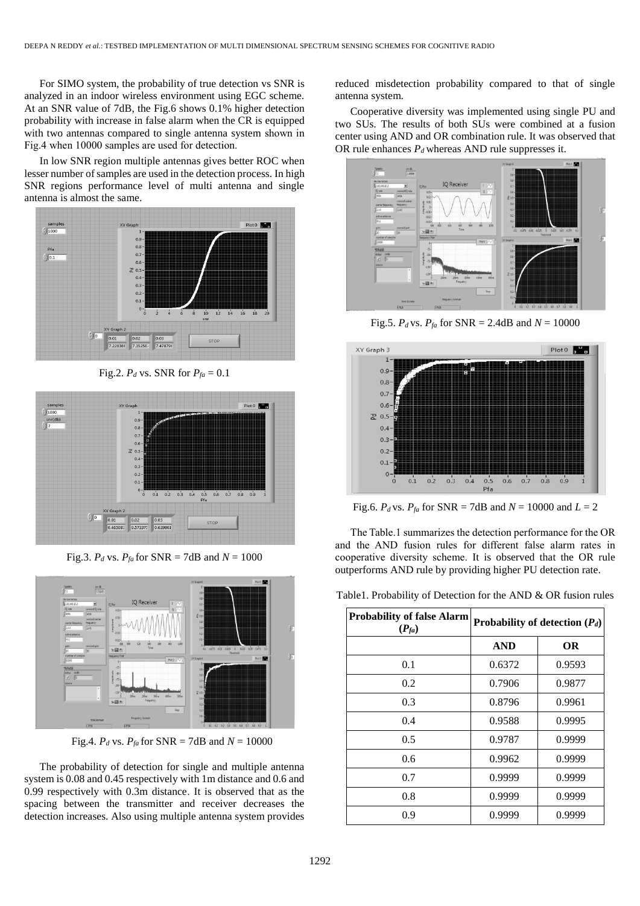For SIMO system, the probability of true detection vs SNR is analyzed in an indoor wireless environment using EGC scheme. At an SNR value of 7dB, the Fig.6 shows 0.1% higher detection probability with increase in false alarm when the CR is equipped with two antennas compared to single antenna system shown in Fig.4 when 10000 samples are used for detection.

In low SNR region multiple antennas gives better ROC when lesser number of samples are used in the detection process. In high SNR regions performance level of multi antenna and single antenna is almost the same.

Fig.2. $P_d$ vs. SNR for $P_{fa}$ = 0.1

Fig.3. $P_d$ vs. $P_{fa}$ for SNR = 7dB and $N$ = 1000

Fig.4. $P_d$ vs. $P_{fa}$ for SNR = 7dB and $N$ = 10000

The probability of detection for single and multiple antenna system is 0.08 and 0.45 respectively with 1m distance and 0.6 and 0.99 respectively with 0.3m distance. It is observed that as the spacing between the transmitter and receiver decreases the detection increases. Also using multiple antenna system provides reduced misdetection probability compared to that of single antenna system.

Cooperative diversity was implemented using single PU and two SUs. The results of both SUs were combined at a fusion center using AND and OR combination rule. It was observed that OR rule enhances $P_d$ whereas AND rule suppresses it.

Fig.5. $P_d$ vs. $P_{fa}$ for SNR = 2.4dB and $N$ = 10000

Fig.6. $P_d$ vs. $P_{fa}$ for SNR = 7dB and $N$ = 10000 and $L$ = 2

The Table.1 summarizes the detection performance for the OR and the AND fusion rules for different false alarm rates in cooperative diversity scheme. It is observed that the OR rule outperforms AND rule by providing higher PU detection rate.

Table1. Probability of Detection for the AND & OR fusion rules

| **Probability of false Alarm ($P_{fa}$)** | **Probability of detection ($P_d$)** | |
|---|---|---|
| | **AND** | **OR** |
| 0.1 | 0.6372 | 0.9593 |
| 0.2 | 0.7906 | 0.9877 |
| 0.3 | 0.8796 | 0.9961 |
| 0.4 | 0.9588 | 0.9995 |
| 0.5 | 0.9787 | 0.9999 |
| 0.6 | 0.9962 | 0.9999 |
| 0.7 | 0.9999 | 0.9999 |
| 0.8 | 0.9999 | 0.9999 |
| 0.9 | 0.9999 | 0.9999 |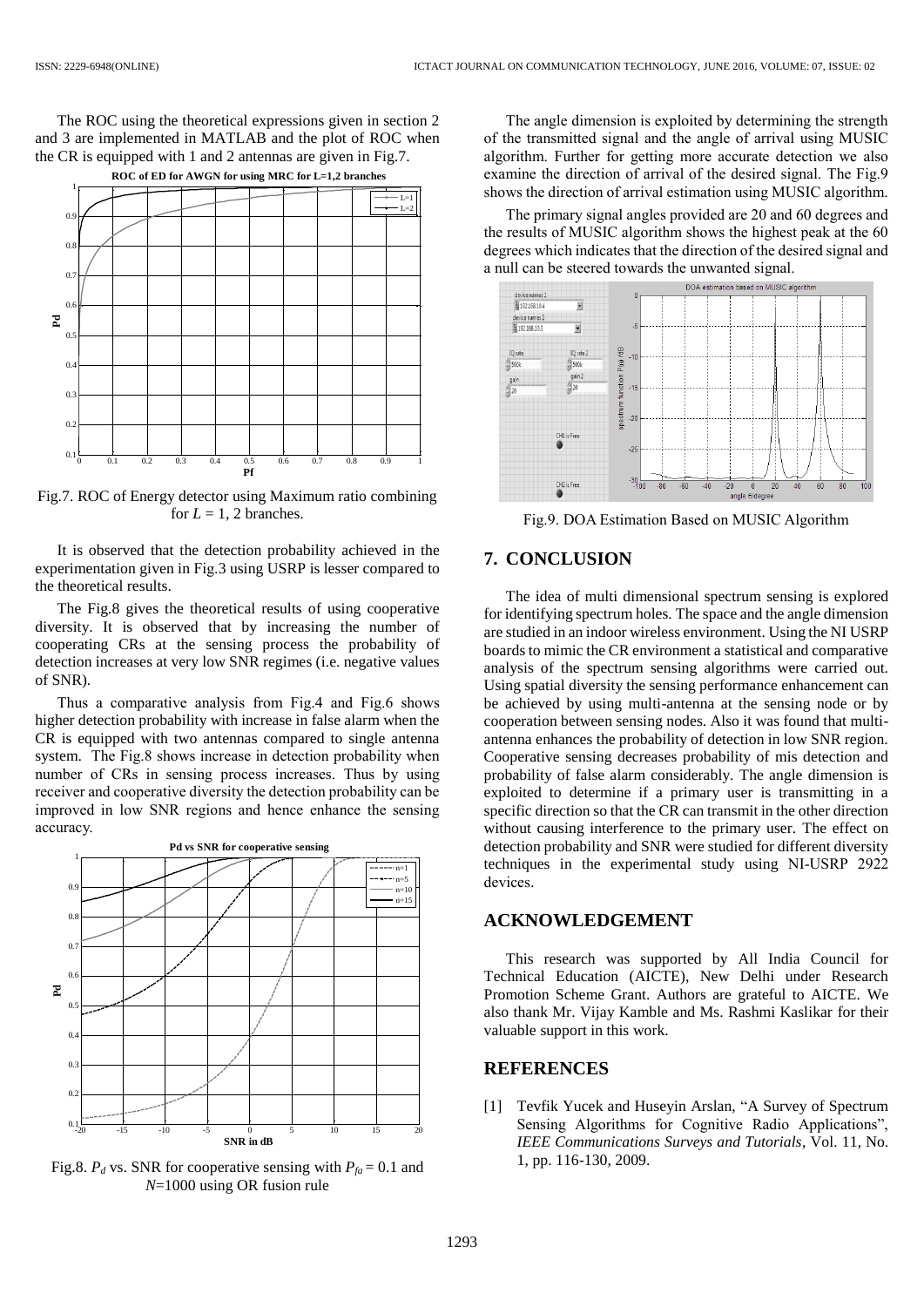The ROC using the theoretical expressions given in section 2 and 3 are implemented in MATLAB and the plot of ROC when the CR is equipped with 1 and 2 antennas are given in Fig.7.

Fig.7. ROC of Energy detector using Maximum ratio combining for $L$ = 1, 2 branches.

It is observed that the detection probability achieved in the experimentation given in Fig.3 using USRP is lesser compared to the theoretical results.

The Fig.8 gives the theoretical results of using cooperative diversity. It is observed that by increasing the number of cooperating CRs at the sensing process the probability of detection increases at very low SNR regimes (i.e. negative values of SNR).

Thus a comparative analysis from Fig.4 and Fig.6 shows higher detection probability with increase in false alarm when the CR is equipped with two antennas compared to single antenna system. The Fig.8 shows increase in detection probability when number of CRs in sensing process increases. Thus by using receiver and cooperative diversity the detection probability can be improved in low SNR regions and hence enhance the sensing accuracy.

Fig.8. $P_d$ vs. SNR for cooperative sensing with $P_{fa}$ = 0.1 and $N$=1000 using OR fusion rule

The angle dimension is exploited by determining the strength of the transmitted signal and the angle of arrival using MUSIC algorithm. Further for getting more accurate detection we also examine the direction of arrival of the desired signal. The Fig.9 shows the direction of arrival estimation using MUSIC algorithm.

The primary signal angles provided are 20 and 60 degrees and the results of MUSIC algorithm shows the highest peak at the 60 degrees which indicates that the direction of the desired signal and a null can be steered towards the unwanted signal.

Fig.9. DOA Estimation Based on MUSIC Algorithm

## 7. CONCLUSION

The idea of multi dimensional spectrum sensing is explored for identifying spectrum holes. The space and the angle dimension are studied in an indoor wireless environment. Using the NI USRP boards to mimic the CR environment a statistical and comparative analysis of the spectrum sensing algorithms were carried out. Using spatial diversity the sensing performance enhancement can be achieved by using multi-antenna at the sensing node or by cooperation between sensing nodes. Also it was found that multi-antenna enhances the probability of detection in low SNR region. Cooperative sensing decreases probability of mis detection and probability of false alarm considerably. The angle dimension is exploited to determine if a primary user is transmitting in a specific direction so that the CR can transmit in the other direction without causing interference to the primary user. The effect on detection probability and SNR were studied for different diversity techniques in the experimental study using NI-USRP 2922 devices.

## ACKNOWLEDGEMENT

This research was supported by All India Council for Technical Education (AICTE), New Delhi under Research Promotion Scheme Grant. Authors are grateful to AICTE. We also thank Mr. Vijay Kamble and Ms. Rashmi Kaslikar for their valuable support in this work.

## REFERENCES

[1] Tevfik Yucek and Huseyin Arslan, "A Survey of Spectrum Sensing Algorithms for Cognitive Radio Applications", *IEEE Communications Surveys and Tutorials*, Vol. 11, No. 1, pp. 116-130, 2009.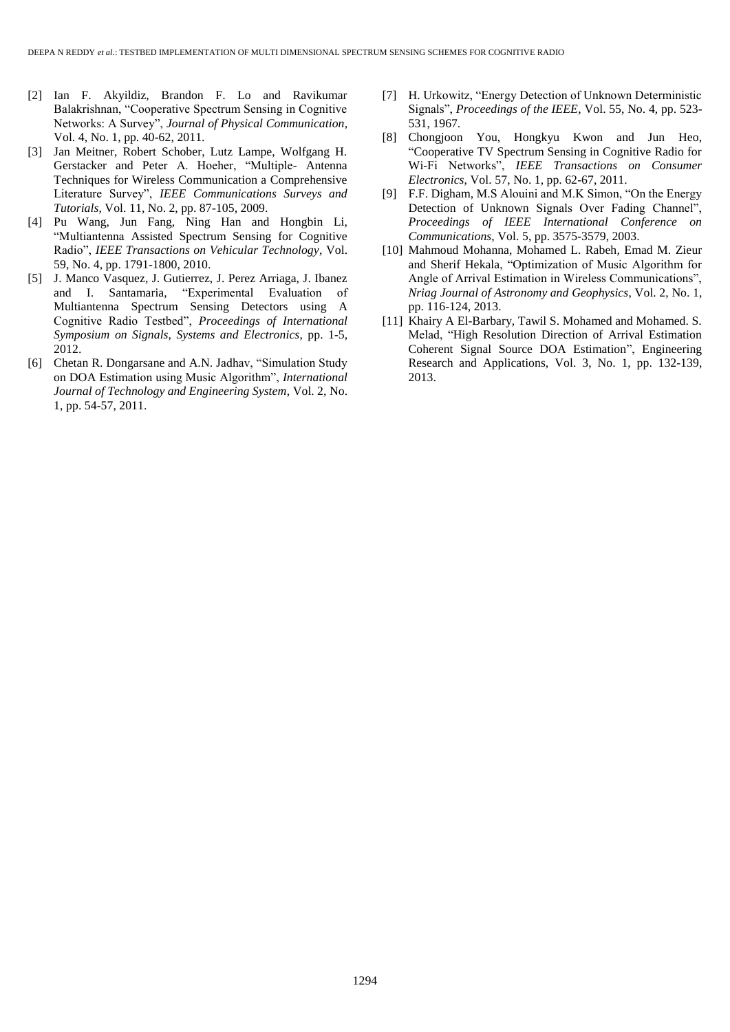[2] Ian F. Akyildiz, Brandon F. Lo and Ravikumar Balakrishnan, "Cooperative Spectrum Sensing in Cognitive Networks: A Survey", *Journal of Physical Communication*, Vol. 4, No. 1, pp. 40-62, 2011.

[3] Jan Meitner, Robert Schober, Lutz Lampe, Wolfgang H. Gerstacker and Peter A. Hoeher, "Multiple- Antenna Techniques for Wireless Communication a Comprehensive Literature Survey", *IEEE Communications Surveys and Tutorials*, Vol. 11, No. 2, pp. 87-105, 2009.

[4] Pu Wang, Jun Fang, Ning Han and Hongbin Li, "Multiantenna Assisted Spectrum Sensing for Cognitive Radio", *IEEE Transactions on Vehicular Technology*, Vol. 59, No. 4, pp. 1791-1800, 2010.

[5] J. Manco Vasquez, J. Gutierrez, J. Perez Arriaga, J. Ibanez and I. Santamaria, "Experimental Evaluation of Multiantenna Spectrum Sensing Detectors using A Cognitive Radio Testbed", *Proceedings of International Symposium on Signals, Systems and Electronics*, pp. 1-5, 2012.

[6] Chetan R. Dongarsane and A.N. Jadhav, "Simulation Study on DOA Estimation using Music Algorithm", *International Journal of Technology and Engineering System*, Vol. 2, No. 1, pp. 54-57, 2011.

[7] H. Urkowitz, "Energy Detection of Unknown Deterministic Signals", *Proceedings of the IEEE*, Vol. 55, No. 4, pp. 523-531, 1967.

[8] Chongjoon You, Hongkyu Kwon and Jun Heo, "Cooperative TV Spectrum Sensing in Cognitive Radio for Wi-Fi Networks", *IEEE Transactions on Consumer Electronics*, Vol. 57, No. 1, pp. 62-67, 2011.

[9] F.F. Digham, M.S Alouini and M.K Simon, "On the Energy Detection of Unknown Signals Over Fading Channel", *Proceedings of IEEE International Conference on Communications*, Vol. 5, pp. 3575-3579, 2003.

[10] Mahmoud Mohanna, Mohamed L. Rabeh, Emad M. Zieur and Sherif Hekala, "Optimization of Music Algorithm for Angle of Arrival Estimation in Wireless Communications", *Nriag Journal of Astronomy and Geophysics*, Vol. 2, No. 1, pp. 116-124, 2013.

[11] Khairy A El-Barbary, Tawil S. Mohamed and Mohamed. S. Melad, "High Resolution Direction of Arrival Estimation Coherent Signal Source DOA Estimation", Engineering Research and Applications, Vol. 3, No. 1, pp. 132-139, 2013.